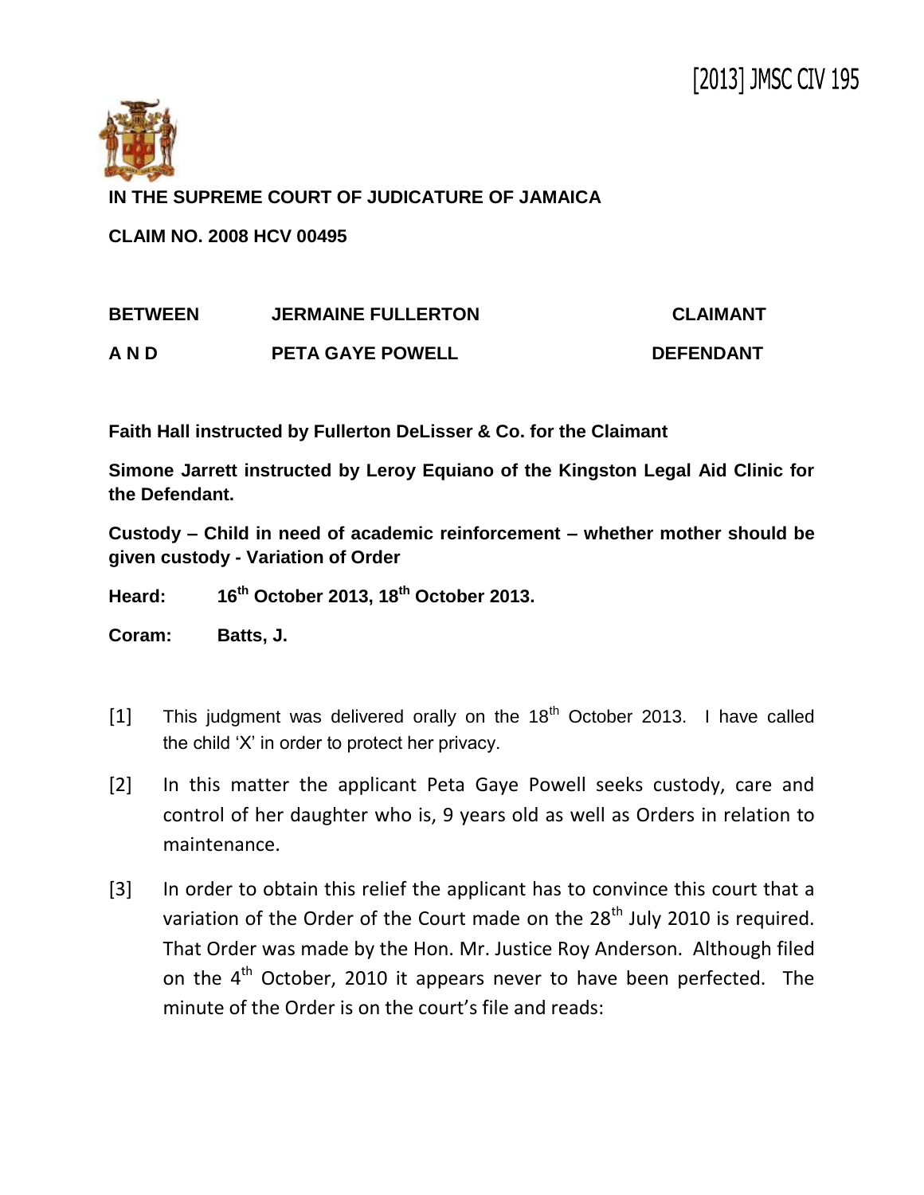[2013] JMSC CIV 195

**IN THE SUPREME COURT OF JUDICATURE OF JAMAICA**

**CLAIM NO. 2008 HCV 00495**

| | | |
|---|---|---|
| **BETWEEN** | **JERMAINE FULLERTON** | **CLAIMANT** |
| **A N D** | **PETA GAYE POWELL** | **DEFENDANT** |

**Faith Hall instructed by Fullerton DeLisser & Co. for the Claimant**

**Simone Jarrett instructed by Leroy Equiano of the Kingston Legal Aid Clinic for the Defendant.**

**Custody – Child in need of academic reinforcement – whether mother should be given custody - Variation of Order**

**Heard: 16th October 2013, 18th October 2013.**

**Coram: Batts, J.**

[1] This judgment was delivered orally on the 18th October 2013. I have called the child 'X' in order to protect her privacy.

[2] In this matter the applicant Peta Gaye Powell seeks custody, care and control of her daughter who is, 9 years old as well as Orders in relation to maintenance.

[3] In order to obtain this relief the applicant has to convince this court that a variation of the Order of the Court made on the 28th July 2010 is required. That Order was made by the Hon. Mr. Justice Roy Anderson. Although filed on the 4th October, 2010 it appears never to have been perfected. The minute of the Order is on the court's file and reads: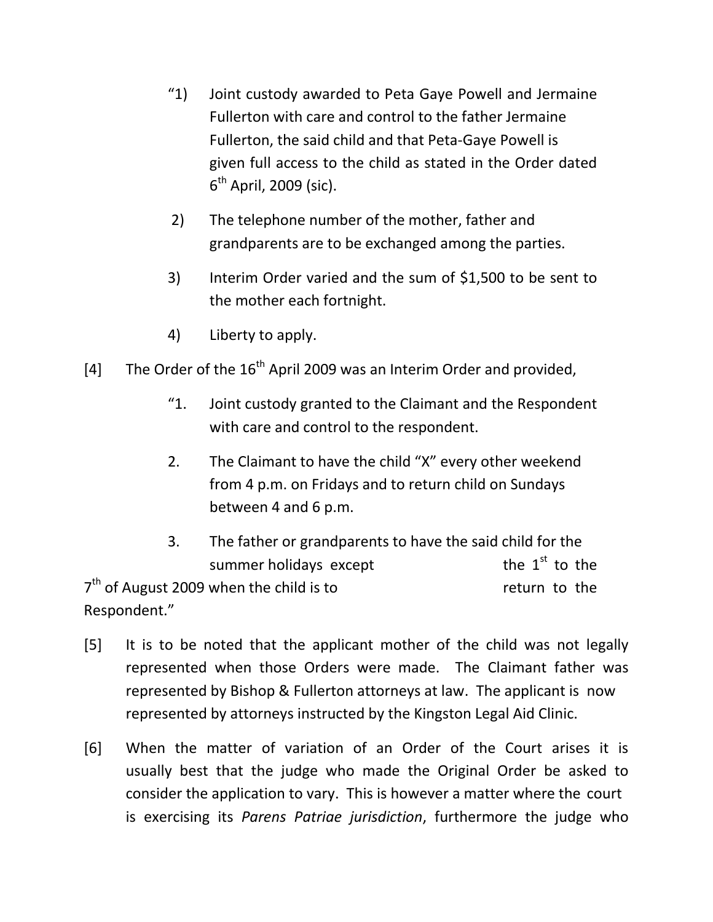"1) Joint custody awarded to Peta Gaye Powell and Jermaine Fullerton with care and control to the father Jermaine Fullerton, the said child and that Peta-Gaye Powell is given full access to the child as stated in the Order dated 6th April, 2009 (sic).

2) The telephone number of the mother, father and grandparents are to be exchanged among the parties.

3) Interim Order varied and the sum of $1,500 to be sent to the mother each fortnight.

4) Liberty to apply.

[4] The Order of the 16th April 2009 was an Interim Order and provided,

"1. Joint custody granted to the Claimant and the Respondent with care and control to the respondent.

2. The Claimant to have the child "X" every other weekend from 4 p.m. on Fridays and to return child on Sundays between 4 and 6 p.m.

3. The father or grandparents to have the said child for the summer holidays except the 1st to the 7th of August 2009 when the child is to return to the Respondent."

[5] It is to be noted that the applicant mother of the child was not legally represented when those Orders were made. The Claimant father was represented by Bishop & Fullerton attorneys at law. The applicant is now represented by attorneys instructed by the Kingston Legal Aid Clinic.

[6] When the matter of variation of an Order of the Court arises it is usually best that the judge who made the Original Order be asked to consider the application to vary. This is however a matter where the court is exercising its *Parens Patriae jurisdiction*, furthermore the judge who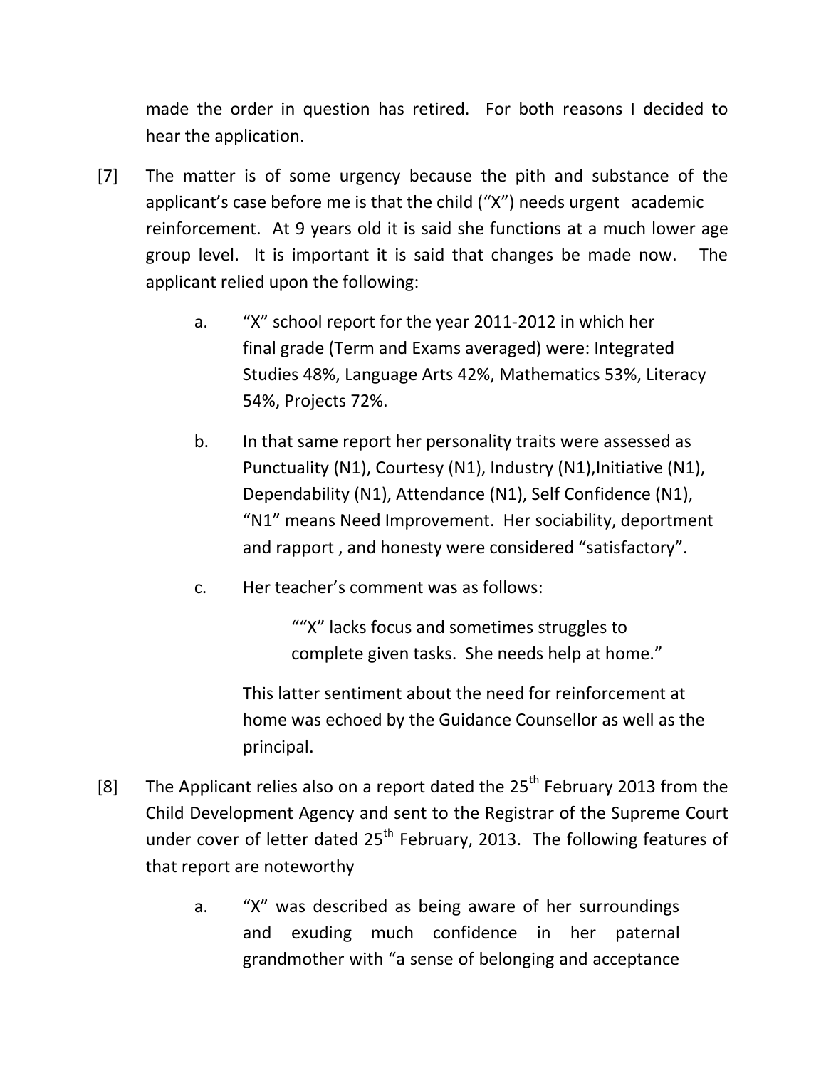made the order in question has retired. For both reasons I decided to hear the application.

[7] The matter is of some urgency because the pith and substance of the applicant's case before me is that the child ("X") needs urgent academic reinforcement. At 9 years old it is said she functions at a much lower age group level. It is important it is said that changes be made now. The applicant relied upon the following:

a. "X" school report for the year 2011-2012 in which her final grade (Term and Exams averaged) were: Integrated Studies 48%, Language Arts 42%, Mathematics 53%, Literacy 54%, Projects 72%.

b. In that same report her personality traits were assessed as Punctuality (N1), Courtesy (N1), Industry (N1),Initiative (N1), Dependability (N1), Attendance (N1), Self Confidence (N1), "N1" means Need Improvement. Her sociability, deportment and rapport , and honesty were considered "satisfactory".

c. Her teacher's comment was as follows:

> ""X" lacks focus and sometimes struggles to complete given tasks. She needs help at home."

This latter sentiment about the need for reinforcement at home was echoed by the Guidance Counsellor as well as the principal.

[8] The Applicant relies also on a report dated the 25th February 2013 from the Child Development Agency and sent to the Registrar of the Supreme Court under cover of letter dated 25th February, 2013. The following features of that report are noteworthy

a. "X" was described as being aware of her surroundings and exuding much confidence in her paternal grandmother with "a sense of belonging and acceptance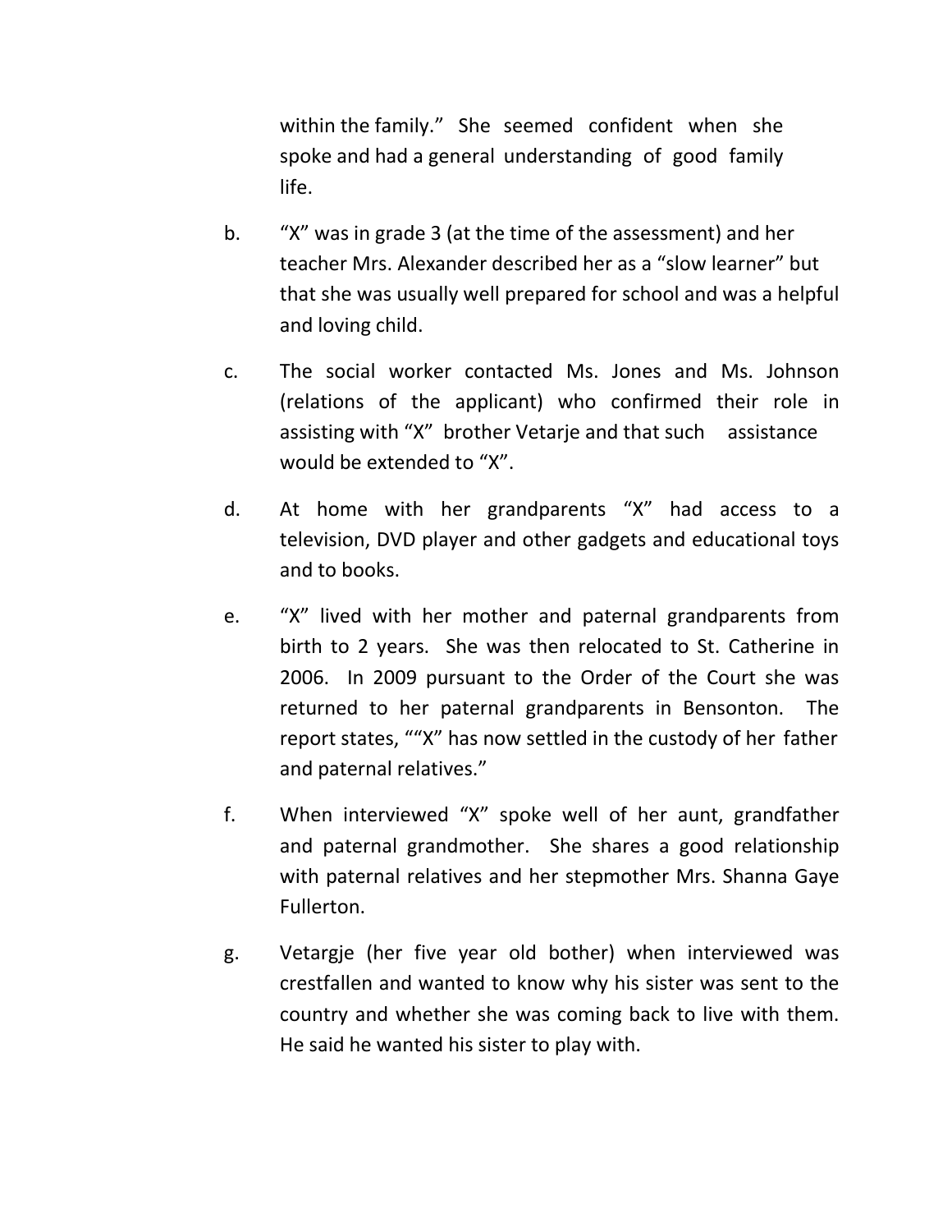within the family." She seemed confident when she spoke and had a general understanding of good family life.

b. "X" was in grade 3 (at the time of the assessment) and her teacher Mrs. Alexander described her as a "slow learner" but that she was usually well prepared for school and was a helpful and loving child.

c. The social worker contacted Ms. Jones and Ms. Johnson (relations of the applicant) who confirmed their role in assisting with "X" brother Vetarje and that such assistance would be extended to "X".

d. At home with her grandparents "X" had access to a television, DVD player and other gadgets and educational toys and to books.

e. "X" lived with her mother and paternal grandparents from birth to 2 years. She was then relocated to St. Catherine in 2006. In 2009 pursuant to the Order of the Court she was returned to her paternal grandparents in Bensonton. The report states, ""X" has now settled in the custody of her father and paternal relatives."

f. When interviewed "X" spoke well of her aunt, grandfather and paternal grandmother. She shares a good relationship with paternal relatives and her stepmother Mrs. Shanna Gaye Fullerton.

g. Vetargje (her five year old bother) when interviewed was crestfallen and wanted to know why his sister was sent to the country and whether she was coming back to live with them. He said he wanted his sister to play with.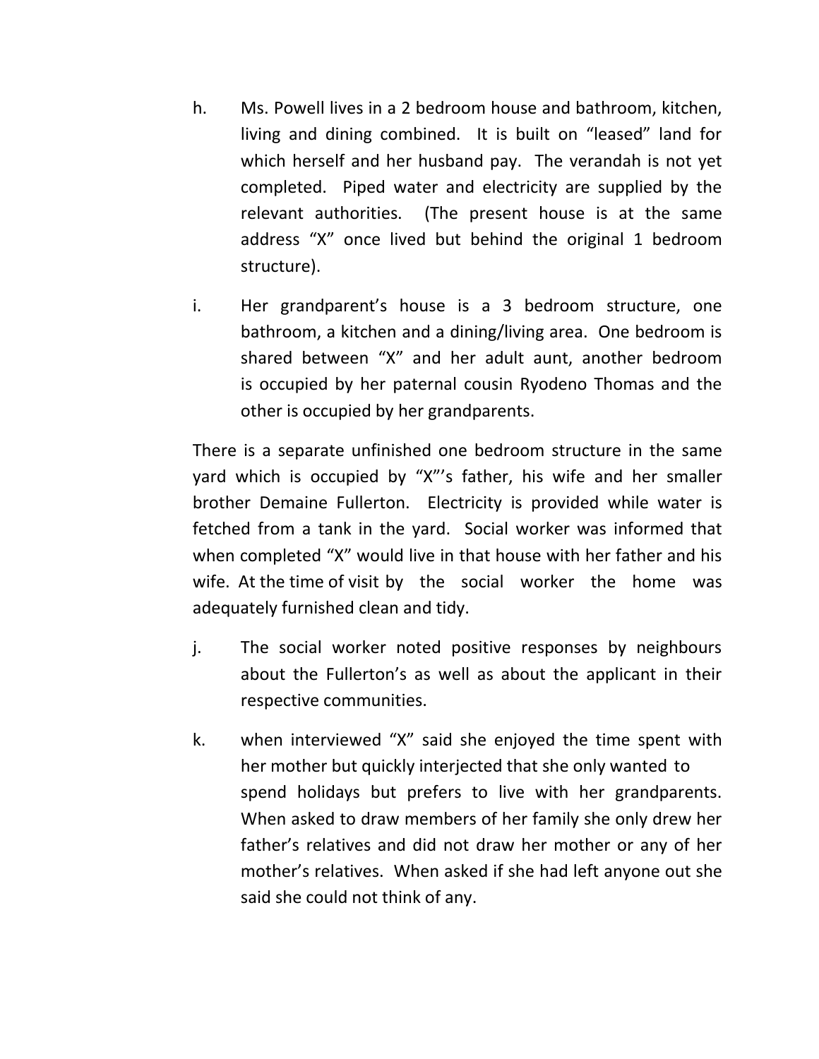h. Ms. Powell lives in a 2 bedroom house and bathroom, kitchen, living and dining combined. It is built on "leased" land for which herself and her husband pay. The verandah is not yet completed. Piped water and electricity are supplied by the relevant authorities. (The present house is at the same address "X" once lived but behind the original 1 bedroom structure).

i. Her grandparent's house is a 3 bedroom structure, one bathroom, a kitchen and a dining/living area. One bedroom is shared between "X" and her adult aunt, another bedroom is occupied by her paternal cousin Ryodeno Thomas and the other is occupied by her grandparents.

There is a separate unfinished one bedroom structure in the same yard which is occupied by "X"'s father, his wife and her smaller brother Demaine Fullerton. Electricity is provided while water is fetched from a tank in the yard. Social worker was informed that when completed "X" would live in that house with her father and his wife. At the time of visit by the social worker the home was adequately furnished clean and tidy.

j. The social worker noted positive responses by neighbours about the Fullerton's as well as about the applicant in their respective communities.

k. when interviewed "X" said she enjoyed the time spent with her mother but quickly interjected that she only wanted to spend holidays but prefers to live with her grandparents. When asked to draw members of her family she only drew her father's relatives and did not draw her mother or any of her mother's relatives. When asked if she had left anyone out she said she could not think of any.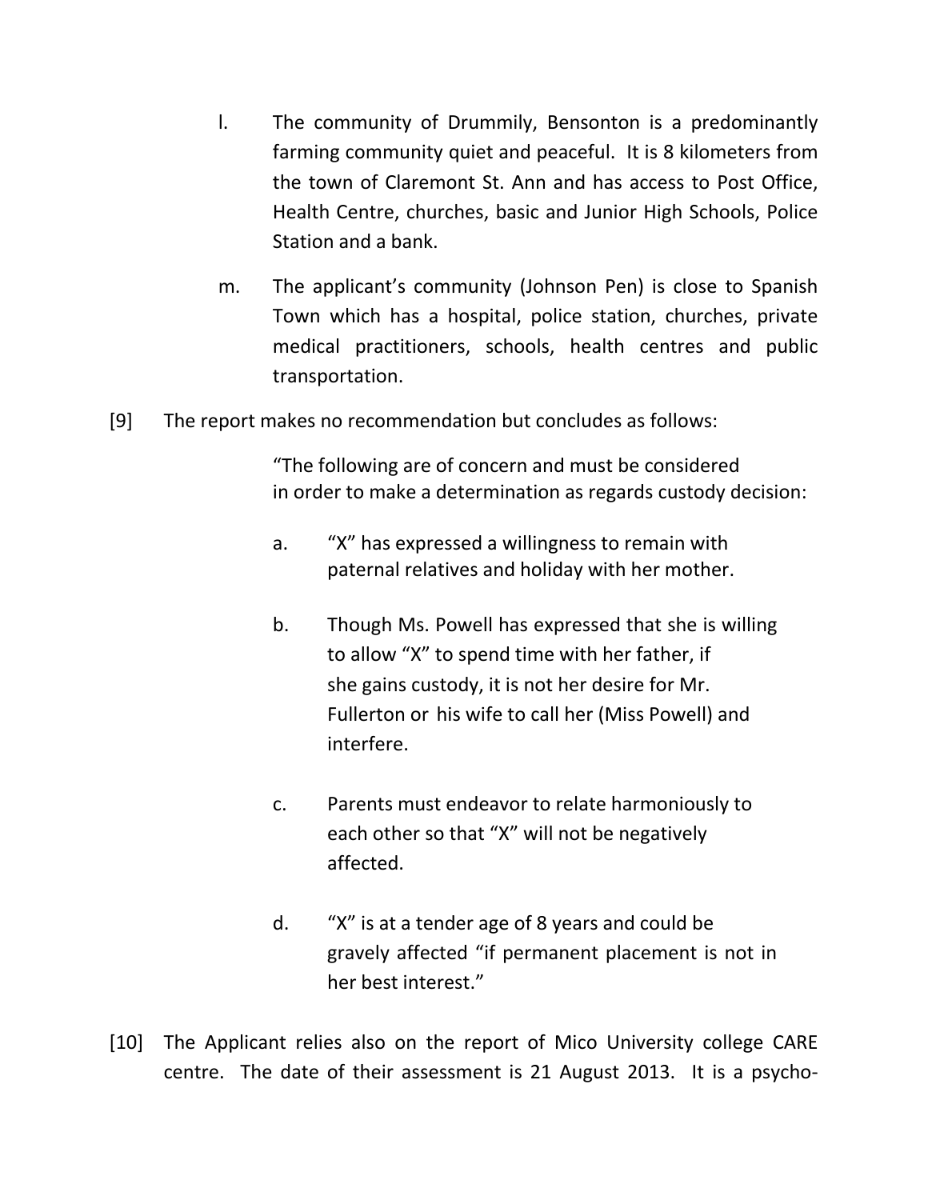l. The community of Drummily, Bensonton is a predominantly farming community quiet and peaceful. It is 8 kilometers from the town of Claremont St. Ann and has access to Post Office, Health Centre, churches, basic and Junior High Schools, Police Station and a bank.

m. The applicant's community (Johnson Pen) is close to Spanish Town which has a hospital, police station, churches, private medical practitioners, schools, health centres and public transportation.

[9] The report makes no recommendation but concludes as follows:

> "The following are of concern and must be considered in order to make a determination as regards custody decision:
>
> a. "X" has expressed a willingness to remain with paternal relatives and holiday with her mother.
>
> b. Though Ms. Powell has expressed that she is willing to allow "X" to spend time with her father, if she gains custody, it is not her desire for Mr. Fullerton or his wife to call her (Miss Powell) and interfere.
>
> c. Parents must endeavor to relate harmoniously to each other so that "X" will not be negatively affected.
>
> d. "X" is at a tender age of 8 years and could be gravely affected "if permanent placement is not in her best interest."

[10] The Applicant relies also on the report of Mico University college CARE centre. The date of their assessment is 21 August 2013. It is a psycho-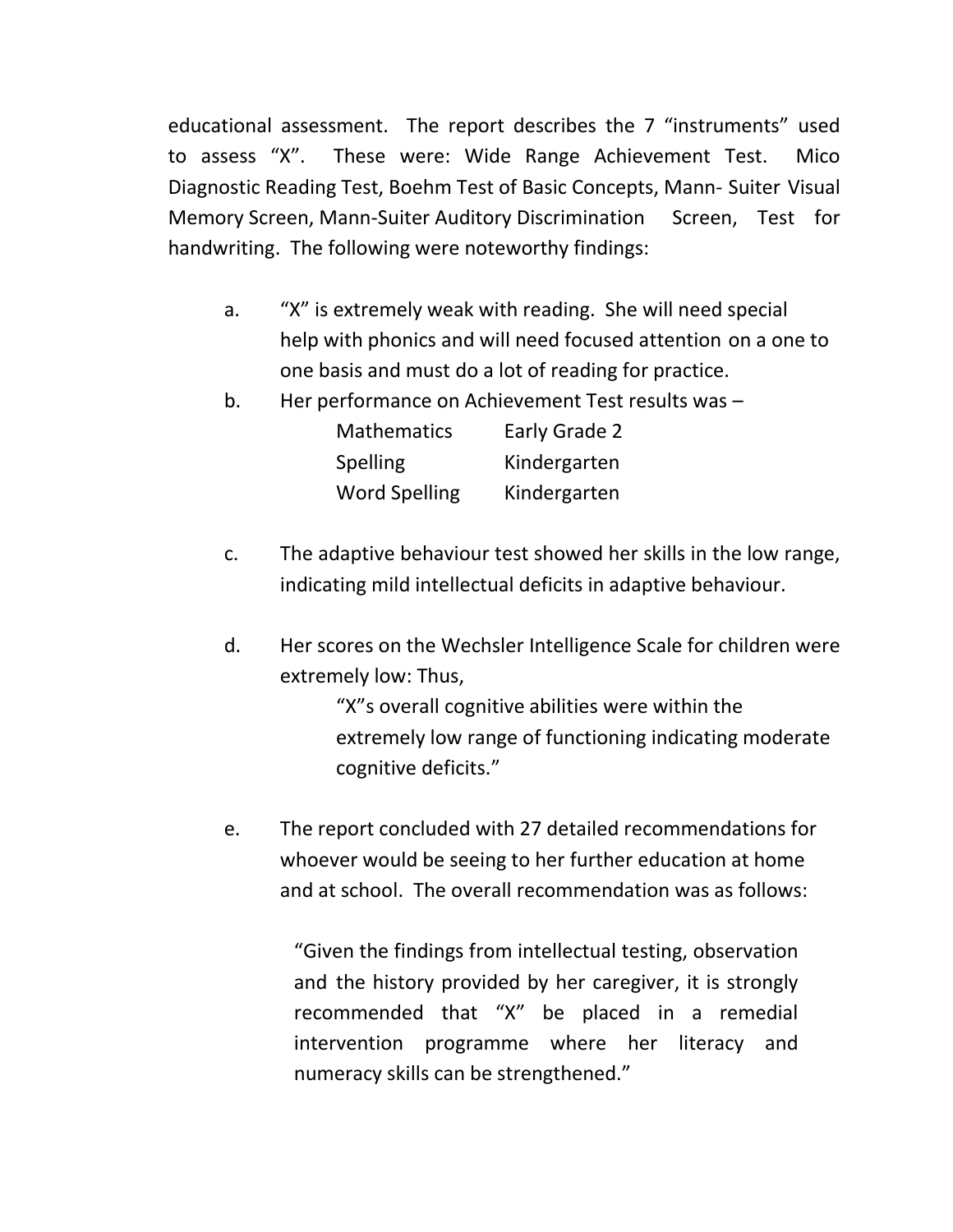educational assessment. The report describes the 7 "instruments" used to assess "X". These were: Wide Range Achievement Test. Mico Diagnostic Reading Test, Boehm Test of Basic Concepts, Mann- Suiter Visual Memory Screen, Mann-Suiter Auditory Discrimination Screen, Test for handwriting. The following were noteworthy findings:

a. "X" is extremely weak with reading. She will need special help with phonics and will need focused attention on a one to one basis and must do a lot of reading for practice.

b. Her performance on Achievement Test results was –

| | |
|---|---|
| Mathematics | Early Grade 2 |
| Spelling | Kindergarten |
| Word Spelling | Kindergarten |

c. The adaptive behaviour test showed her skills in the low range, indicating mild intellectual deficits in adaptive behaviour.

d. Her scores on the Wechsler Intelligence Scale for children were extremely low: Thus,

> "X"s overall cognitive abilities were within the extremely low range of functioning indicating moderate cognitive deficits."

e. The report concluded with 27 detailed recommendations for whoever would be seeing to her further education at home and at school. The overall recommendation was as follows:

> "Given the findings from intellectual testing, observation and the history provided by her caregiver, it is strongly recommended that "X" be placed in a remedial intervention programme where her literacy and numeracy skills can be strengthened."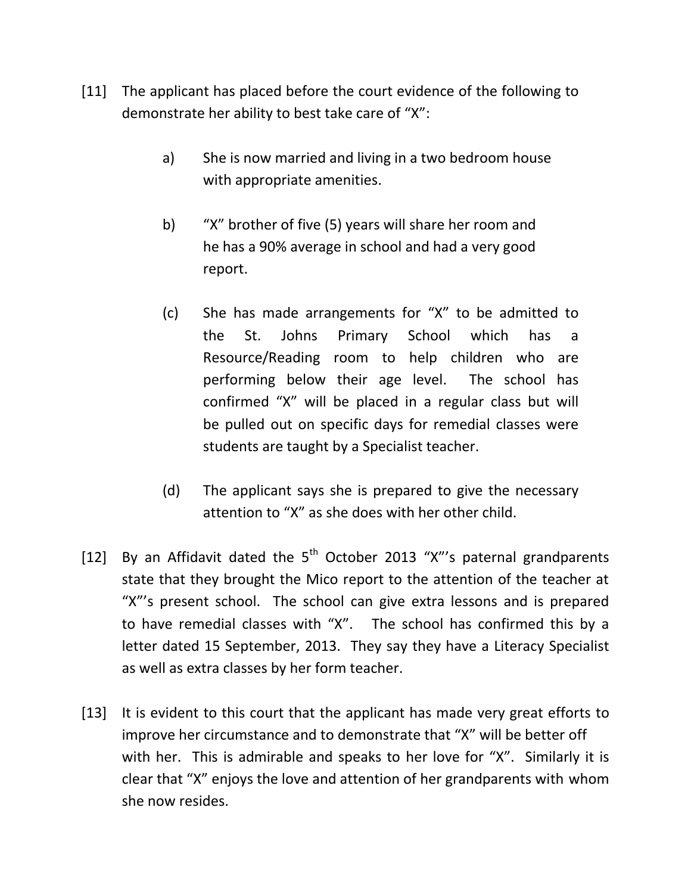[11] The applicant has placed before the court evidence of the following to demonstrate her ability to best take care of “X”:

a) She is now married and living in a two bedroom house with appropriate amenities.

b) “X” brother of five (5) years will share her room and he has a 90% average in school and had a very good report.

(c) She has made arrangements for “X” to be admitted to the St. Johns Primary School which has a Resource/Reading room to help children who are performing below their age level. The school has confirmed “X” will be placed in a regular class but will be pulled out on specific days for remedial classes were students are taught by a Specialist teacher.

(d) The applicant says she is prepared to give the necessary attention to “X” as she does with her other child.

[12] By an Affidavit dated the 5th October 2013 “X”’s paternal grandparents state that they brought the Mico report to the attention of the teacher at “X”’s present school. The school can give extra lessons and is prepared to have remedial classes with “X”. The school has confirmed this by a letter dated 15 September, 2013. They say they have a Literacy Specialist as well as extra classes by her form teacher.

[13] It is evident to this court that the applicant has made very great efforts to improve her circumstance and to demonstrate that “X” will be better off with her. This is admirable and speaks to her love for “X”. Similarly it is clear that “X” enjoys the love and attention of her grandparents with whom she now resides.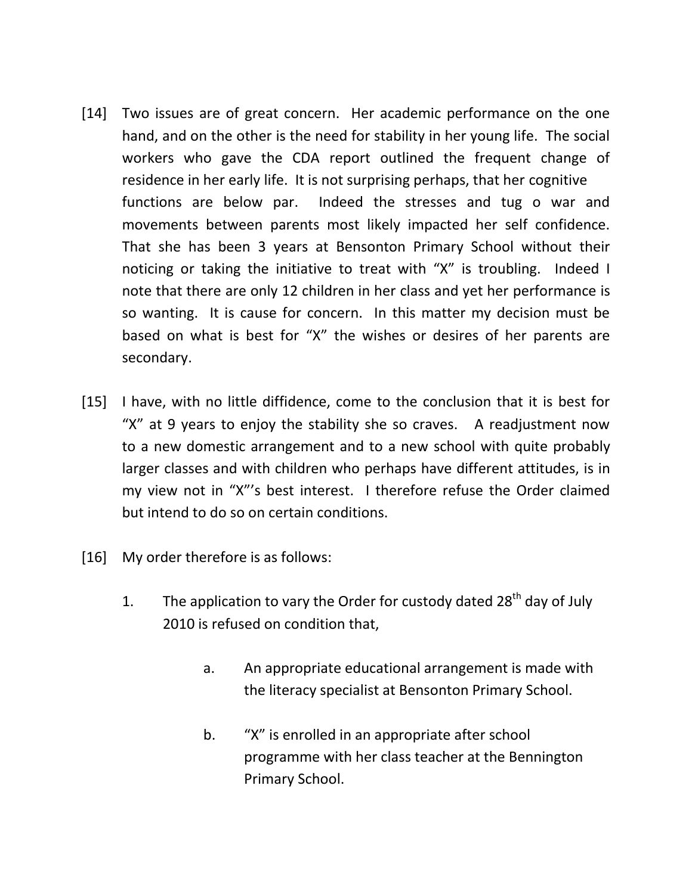[14] Two issues are of great concern. Her academic performance on the one hand, and on the other is the need for stability in her young life. The social workers who gave the CDA report outlined the frequent change of residence in her early life. It is not surprising perhaps, that her cognitive functions are below par. Indeed the stresses and tug o war and movements between parents most likely impacted her self confidence. That she has been 3 years at Bensonton Primary School without their noticing or taking the initiative to treat with "X" is troubling. Indeed I note that there are only 12 children in her class and yet her performance is so wanting. It is cause for concern. In this matter my decision must be based on what is best for "X" the wishes or desires of her parents are secondary.

[15] I have, with no little diffidence, come to the conclusion that it is best for "X" at 9 years to enjoy the stability she so craves. A readjustment now to a new domestic arrangement and to a new school with quite probably larger classes and with children who perhaps have different attitudes, is in my view not in "X"'s best interest. I therefore refuse the Order claimed but intend to do so on certain conditions.

[16] My order therefore is as follows:

1. The application to vary the Order for custody dated 28th day of July 2010 is refused on condition that,

    a. An appropriate educational arrangement is made with the literacy specialist at Bensonton Primary School.

    b. "X" is enrolled in an appropriate after school programme with her class teacher at the Bennington Primary School.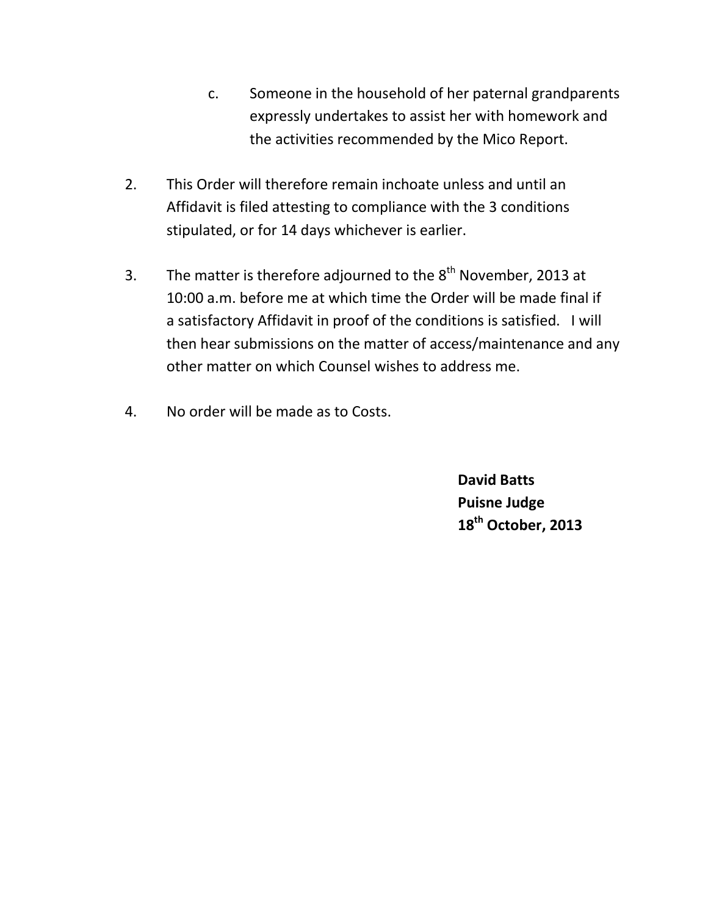c. Someone in the household of her paternal grandparents expressly undertakes to assist her with homework and the activities recommended by the Mico Report.

2. This Order will therefore remain inchoate unless and until an Affidavit is filed attesting to compliance with the 3 conditions stipulated, or for 14 days whichever is earlier.

3. The matter is therefore adjourned to the 8th November, 2013 at 10:00 a.m. before me at which time the Order will be made final if a satisfactory Affidavit in proof of the conditions is satisfied. I will then hear submissions on the matter of access/maintenance and any other matter on which Counsel wishes to address me.

4. No order will be made as to Costs.

**David Batts**
**Puisne Judge**
**18th October, 2013**